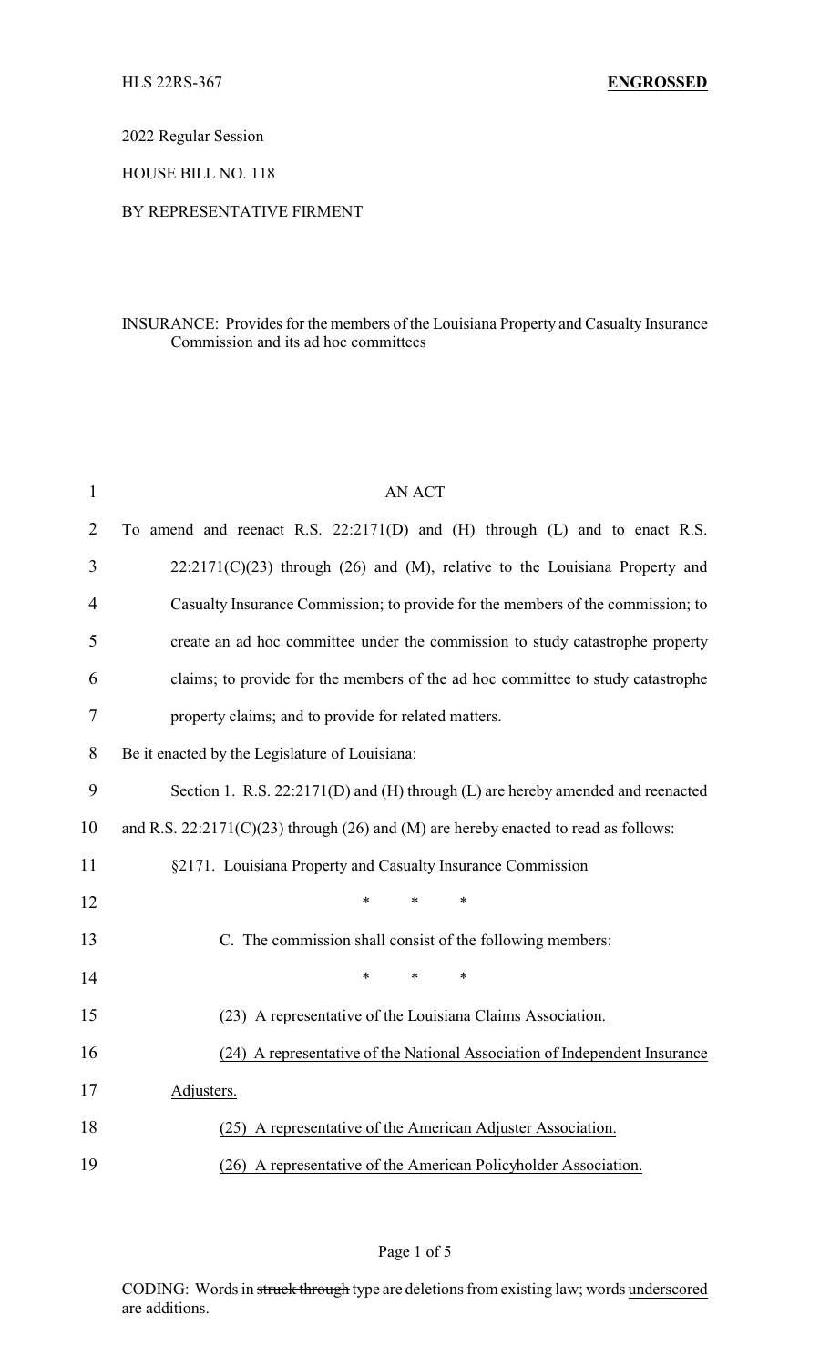HLS 22RS-367 **ENGROSSED**

2022 Regular Session

HOUSE BILL NO. 118

BY REPRESENTATIVE FIRMENT

INSURANCE: Provides for the members of the Louisiana Property and Casualty Insurance Commission and its ad hoc committees

AN ACT

To amend and reenact R.S. 22:2171(D) and (H) through (L) and to enact R.S. 22:2171(C)(23) through (26) and (M), relative to the Louisiana Property and Casualty Insurance Commission; to provide for the members of the commission; to create an ad hoc committee under the commission to study catastrophe property claims; to provide for the members of the ad hoc committee to study catastrophe property claims; and to provide for related matters.

Be it enacted by the Legislature of Louisiana:

Section 1. R.S. 22:2171(D) and (H) through (L) are hereby amended and reenacted and R.S. 22:2171(C)(23) through (26) and (M) are hereby enacted to read as follows:

§2171. Louisiana Property and Casualty Insurance Commission

\* \* \*

C. The commission shall consist of the following members:

\* \* \*

<u>(23) A representative of the Louisiana Claims Association.</u>

<u>(24) A representative of the National Association of Independent Insurance Adjusters.</u>

<u>(25) A representative of the American Adjuster Association.</u>

<u>(26) A representative of the American Policyholder Association.</u>

CODING: Words in ~~struck through~~ type are deletions from existing law; words <u>underscored</u> are additions.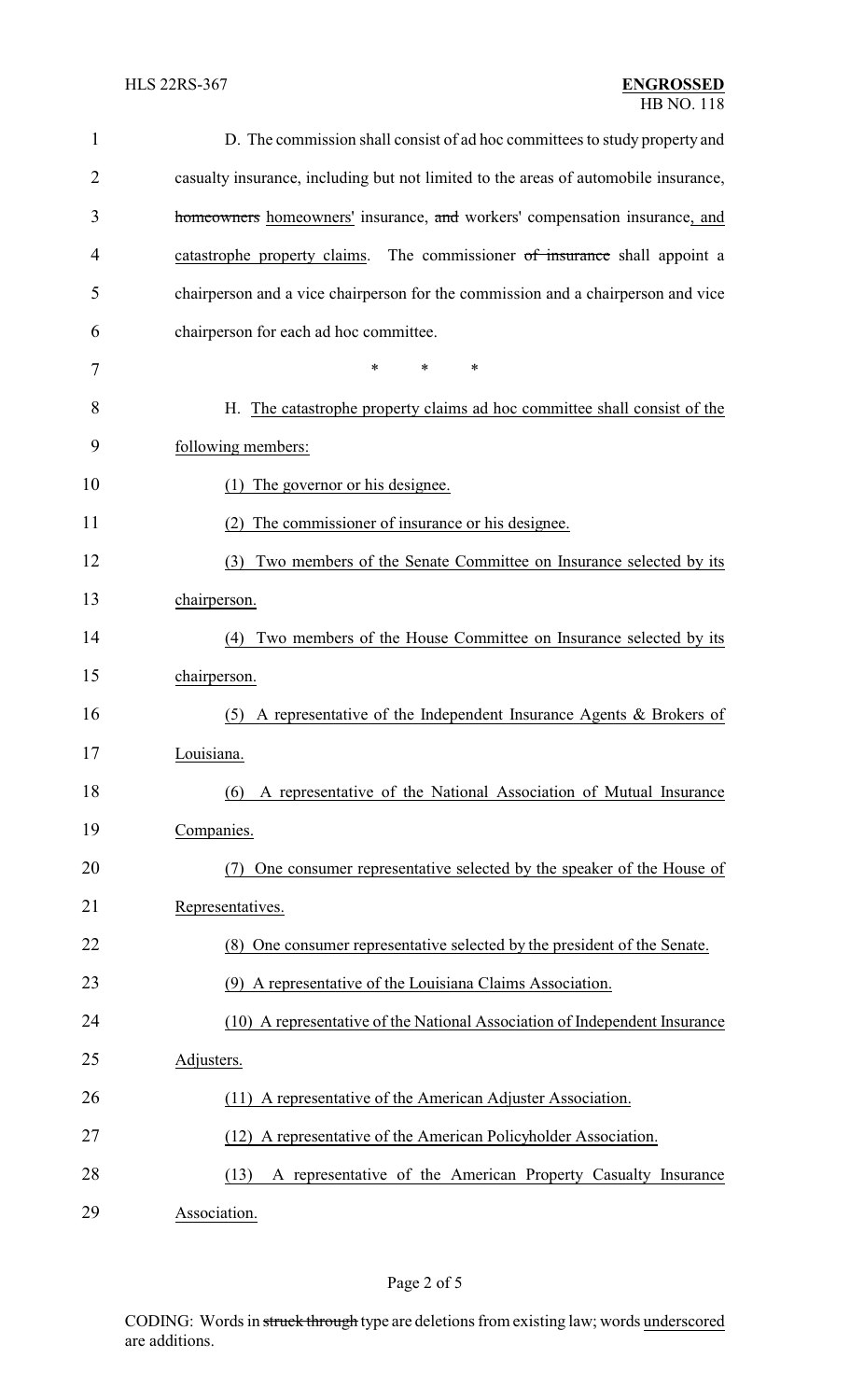D. The commission shall consist of ad hoc committees to study property and casualty insurance, including but not limited to the areas of automobile insurance, ~~homeowners~~ homeowners' insurance, ~~and~~ workers' compensation insurance, and catastrophe property claims. The commissioner ~~of insurance~~ shall appoint a chairperson and a vice chairperson for the commission and a chairperson and vice chairperson for each ad hoc committee.

\* \* \*

H. The catastrophe property claims ad hoc committee shall consist of the following members:

(1) The governor or his designee.

(2) The commissioner of insurance or his designee.

(3) Two members of the Senate Committee on Insurance selected by its chairperson.

(4) Two members of the House Committee on Insurance selected by its chairperson.

(5) A representative of the Independent Insurance Agents & Brokers of Louisiana.

(6) A representative of the National Association of Mutual Insurance Companies.

(7) One consumer representative selected by the speaker of the House of Representatives.

(8) One consumer representative selected by the president of the Senate.

(9) A representative of the Louisiana Claims Association.

(10) A representative of the National Association of Independent Insurance Adjusters.

(11) A representative of the American Adjuster Association.

(12) A representative of the American Policyholder Association.

(13) A representative of the American Property Casualty Insurance Association.

CODING: Words in ~~struck through~~ type are deletions from existing law; words underscored are additions.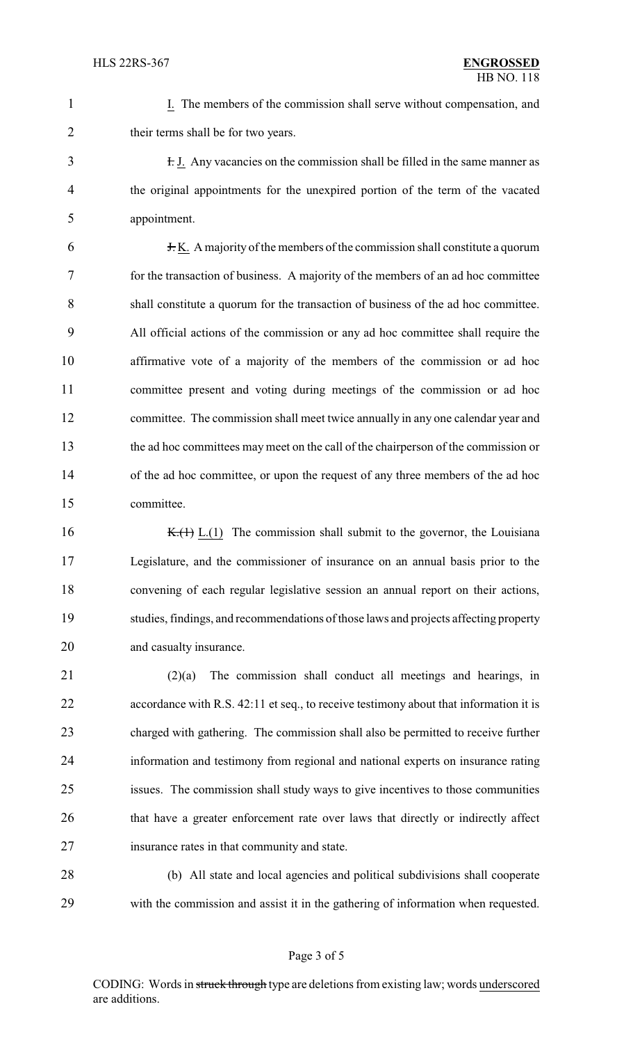I. The members of the commission shall serve without compensation, and their terms shall be for two years.

~~I.~~ J. Any vacancies on the commission shall be filled in the same manner as the original appointments for the unexpired portion of the term of the vacated appointment.

~~J.~~ K. A majority of the members of the commission shall constitute a quorum for the transaction of business. A majority of the members of an ad hoc committee shall constitute a quorum for the transaction of business of the ad hoc committee. All official actions of the commission or any ad hoc committee shall require the affirmative vote of a majority of the members of the commission or ad hoc committee present and voting during meetings of the commission or ad hoc committee. The commission shall meet twice annually in any one calendar year and the ad hoc committees may meet on the call of the chairperson of the commission or of the ad hoc committee, or upon the request of any three members of the ad hoc committee.

~~K.(1)~~ L.(1) The commission shall submit to the governor, the Louisiana Legislature, and the commissioner of insurance on an annual basis prior to the convening of each regular legislative session an annual report on their actions, studies, findings, and recommendations of those laws and projects affecting property and casualty insurance.

(2)(a) The commission shall conduct all meetings and hearings, in accordance with R.S. 42:11 et seq., to receive testimony about that information it is charged with gathering. The commission shall also be permitted to receive further information and testimony from regional and national experts on insurance rating issues. The commission shall study ways to give incentives to those communities that have a greater enforcement rate over laws that directly or indirectly affect insurance rates in that community and state.

(b) All state and local agencies and political subdivisions shall cooperate with the commission and assist it in the gathering of information when requested.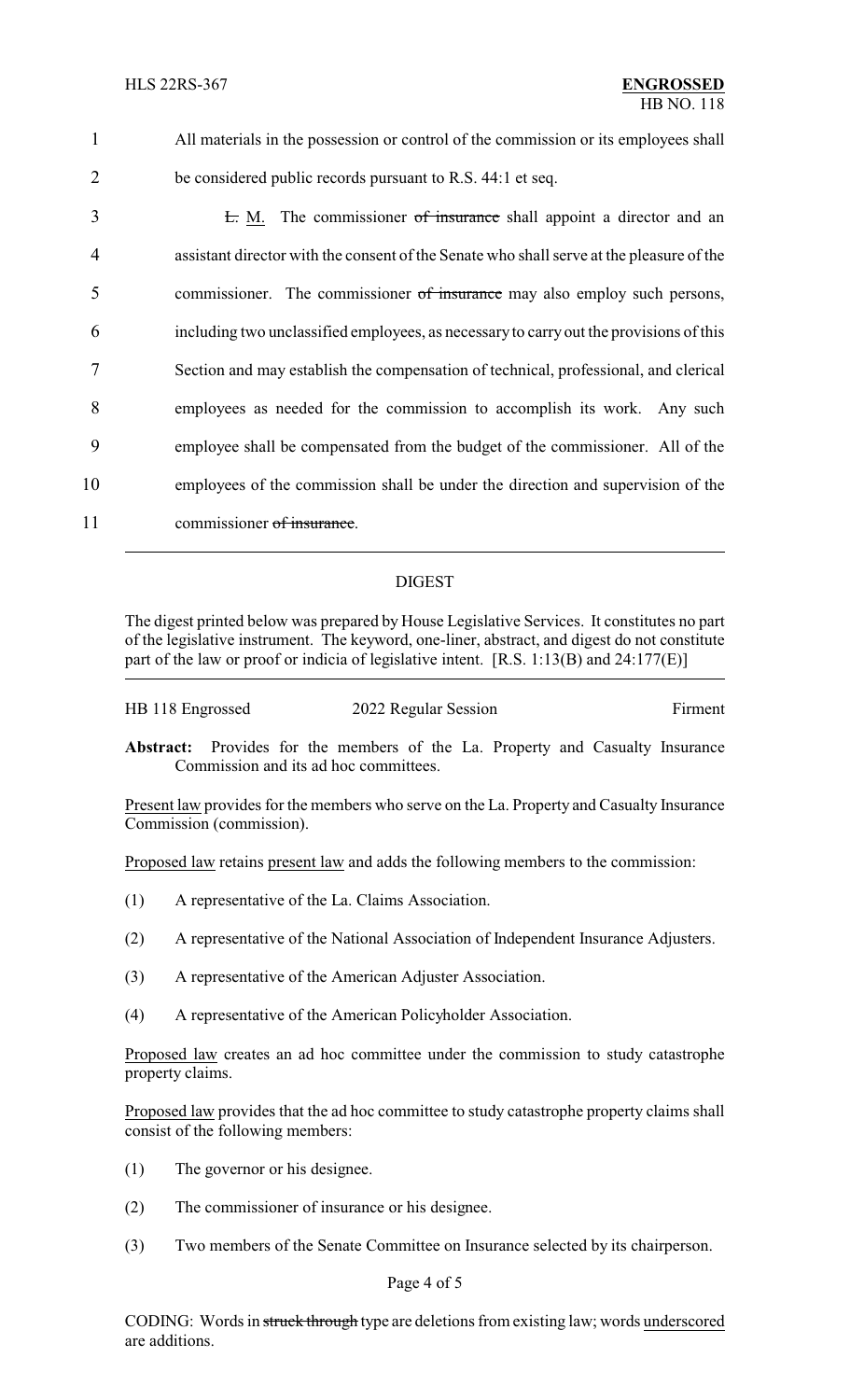All materials in the possession or control of the commission or its employees shall be considered public records pursuant to R.S. 44:1 et seq.

~~L.~~ M. The commissioner ~~of insurance~~ shall appoint a director and an assistant director with the consent of the Senate who shall serve at the pleasure of the commissioner. The commissioner ~~of insurance~~ may also employ such persons, including two unclassified employees, as necessary to carry out the provisions of this Section and may establish the compensation of technical, professional, and clerical employees as needed for the commission to accomplish its work. Any such employee shall be compensated from the budget of the commissioner. All of the employees of the commission shall be under the direction and supervision of the commissioner ~~of insurance~~.

---

## DIGEST

The digest printed below was prepared by House Legislative Services. It constitutes no part of the legislative instrument. The keyword, one-liner, abstract, and digest do not constitute part of the law or proof or indicia of legislative intent. [R.S. 1:13(B) and 24:177(E)]

---

HB 118 Engrossed 2022 Regular Session Firment

**Abstract:** Provides for the members of the La. Property and Casualty Insurance Commission and its ad hoc committees.

Present law provides for the members who serve on the La. Property and Casualty Insurance Commission (commission).

Proposed law retains present law and adds the following members to the commission:

(1) A representative of the La. Claims Association.

(2) A representative of the National Association of Independent Insurance Adjusters.

(3) A representative of the American Adjuster Association.

(4) A representative of the American Policyholder Association.

Proposed law creates an ad hoc committee under the commission to study catastrophe property claims.

Proposed law provides that the ad hoc committee to study catastrophe property claims shall consist of the following members:

(1) The governor or his designee.

(2) The commissioner of insurance or his designee.

(3) Two members of the Senate Committee on Insurance selected by its chairperson.

CODING: Words in ~~struck through~~ type are deletions from existing law; words underscored are additions.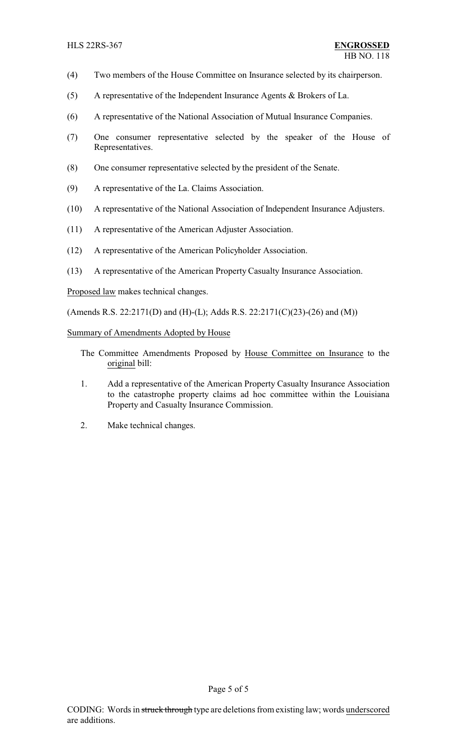(4) Two members of the House Committee on Insurance selected by its chairperson.

(5) A representative of the Independent Insurance Agents & Brokers of La.

(6) A representative of the National Association of Mutual Insurance Companies.

(7) One consumer representative selected by the speaker of the House of Representatives.

(8) One consumer representative selected by the president of the Senate.

(9) A representative of the La. Claims Association.

(10) A representative of the National Association of Independent Insurance Adjusters.

(11) A representative of the American Adjuster Association.

(12) A representative of the American Policyholder Association.

(13) A representative of the American Property Casualty Insurance Association.

Proposed law makes technical changes.

(Amends R.S. 22:2171(D) and (H)-(L); Adds R.S. 22:2171(C)(23)-(26) and (M))

Summary of Amendments Adopted by House

The Committee Amendments Proposed by House Committee on Insurance to the original bill:

1. Add a representative of the American Property Casualty Insurance Association to the catastrophe property claims ad hoc committee within the Louisiana Property and Casualty Insurance Commission.

2. Make technical changes.

CODING: Words in ~~struck through~~ type are deletions from existing law; words underscored are additions.